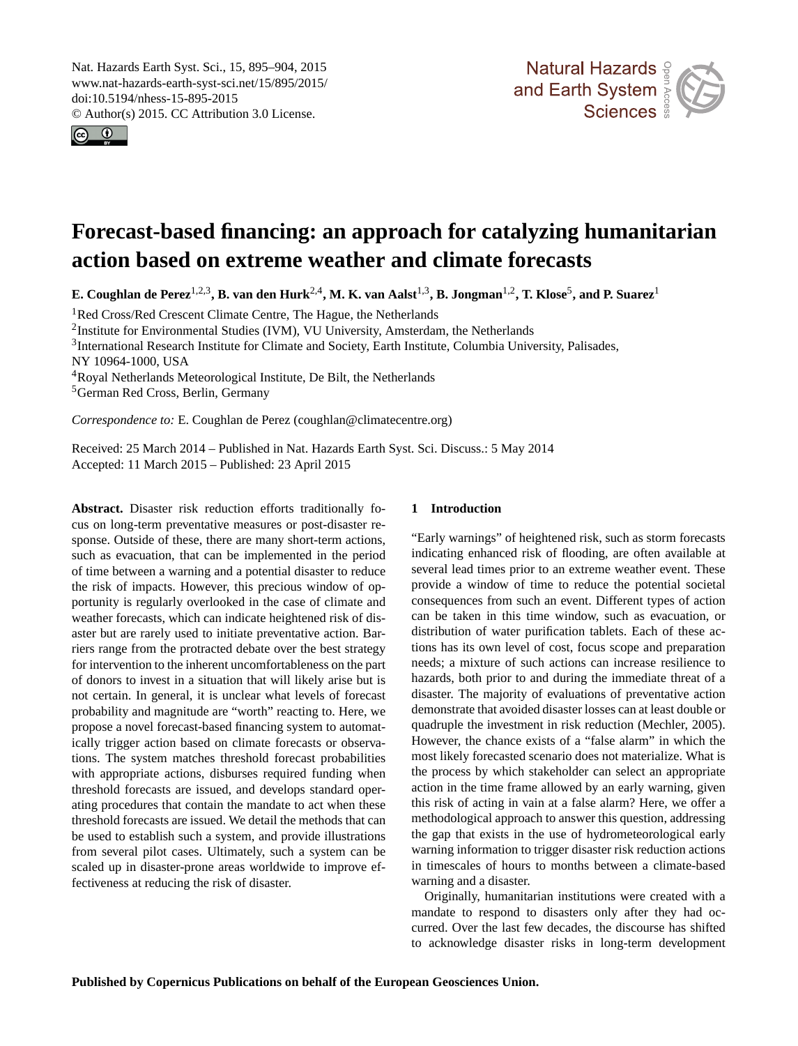# Forecast-based financing: an approach for catalyzing humanitarian action based on extreme weather and climate forecasts

**E. Coughlan de Perez[1,2,3], B. van den Hurk[2,4], M. K. van Aalst[1,3], B. Jongman[1,2], T. Klose[5], and P. Suarez[1]**

[1]Red Cross/Red Crescent Climate Centre, The Hague, the Netherlands
[2]Institute for Environmental Studies (IVM), VU University, Amsterdam, the Netherlands
[3]International Research Institute for Climate and Society, Earth Institute, Columbia University, Palisades, NY 10964-1000, USA
[4]Royal Netherlands Meteorological Institute, De Bilt, the Netherlands
[5]German Red Cross, Berlin, Germany

*Correspondence to:* E. Coughlan de Perez (coughlan@climatecentre.org)

Received: 25 March 2014 – Published in Nat. Hazards Earth Syst. Sci. Discuss.: 5 May 2014
Accepted: 11 March 2015 – Published: 23 April 2015

**Abstract.** Disaster risk reduction efforts traditionally focus on long-term preventative measures or post-disaster response. Outside of these, there are many short-term actions, such as evacuation, that can be implemented in the period of time between a warning and a potential disaster to reduce the risk of impacts. However, this precious window of opportunity is regularly overlooked in the case of climate and weather forecasts, which can indicate heightened risk of disaster but are rarely used to initiate preventative action. Barriers range from the protracted debate over the best strategy for intervention to the inherent uncomfortableness on the part of donors to invest in a situation that will likely arise but is not certain. In general, it is unclear what levels of forecast probability and magnitude are "worth" reacting to. Here, we propose a novel forecast-based financing system to automatically trigger action based on climate forecasts or observations. The system matches threshold forecast probabilities with appropriate actions, disburses required funding when threshold forecasts are issued, and develops standard operating procedures that contain the mandate to act when these threshold forecasts are issued. We detail the methods that can be used to establish such a system, and provide illustrations from several pilot cases. Ultimately, such a system can be scaled up in disaster-prone areas worldwide to improve effectiveness at reducing the risk of disaster.

## 1 Introduction

"Early warnings" of heightened risk, such as storm forecasts indicating enhanced risk of flooding, are often available at several lead times prior to an extreme weather event. These provide a window of time to reduce the potential societal consequences from such an event. Different types of action can be taken in this time window, such as evacuation, or distribution of water purification tablets. Each of these actions has its own level of cost, focus scope and preparation needs; a mixture of such actions can increase resilience to hazards, both prior to and during the immediate threat of a disaster. The majority of evaluations of preventative action demonstrate that avoided disaster losses can at least double or quadruple the investment in risk reduction (Mechler, 2005). However, the chance exists of a "false alarm" in which the most likely forecasted scenario does not materialize. What is the process by which stakeholder can select an appropriate action in the time frame allowed by an early warning, given this risk of acting in vain at a false alarm? Here, we offer a methodological approach to answer this question, addressing the gap that exists in the use of hydrometeorological early warning information to trigger disaster risk reduction actions in timescales of hours to months between a climate-based warning and a disaster.

Originally, humanitarian institutions were created with a mandate to respond to disasters only after they had occurred. Over the last few decades, the discourse has shifted to acknowledge disaster risks in long-term development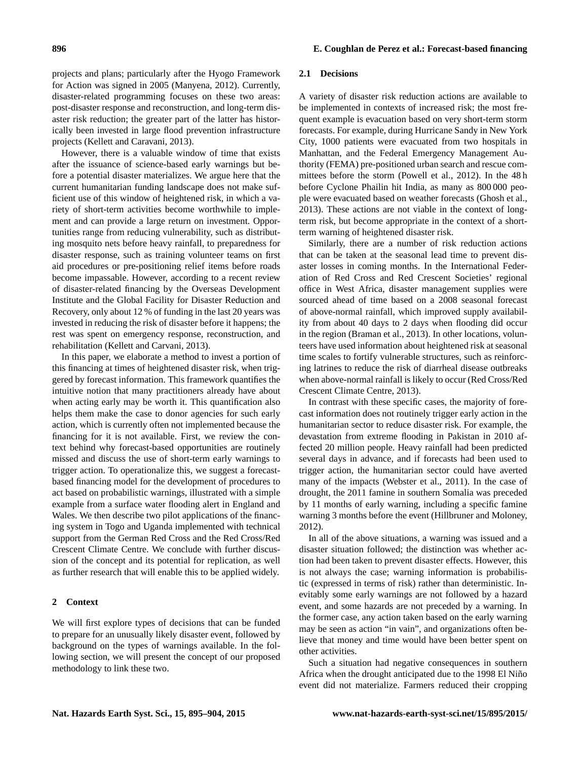projects and plans; particularly after the Hyogo Framework for Action was signed in 2005 (Manyena, 2012). Currently, disaster-related programming focuses on these two areas: post-disaster response and reconstruction, and long-term disaster risk reduction; the greater part of the latter has historically been invested in large flood prevention infrastructure projects (Kellett and Caravani, 2013).

However, there is a valuable window of time that exists after the issuance of science-based early warnings but before a potential disaster materializes. We argue here that the current humanitarian funding landscape does not make sufficient use of this window of heightened risk, in which a variety of short-term activities become worthwhile to implement and can provide a large return on investment. Opportunities range from reducing vulnerability, such as distributing mosquito nets before heavy rainfall, to preparedness for disaster response, such as training volunteer teams on first aid procedures or pre-positioning relief items before roads become impassable. However, according to a recent review of disaster-related financing by the Overseas Development Institute and the Global Facility for Disaster Reduction and Recovery, only about 12 % of funding in the last 20 years was invested in reducing the risk of disaster before it happens; the rest was spent on emergency response, reconstruction, and rehabilitation (Kellett and Carvani, 2013).

In this paper, we elaborate a method to invest a portion of this financing at times of heightened disaster risk, when triggered by forecast information. This framework quantifies the intuitive notion that many practitioners already have about when acting early may be worth it. This quantification also helps them make the case to donor agencies for such early action, which is currently often not implemented because the financing for it is not available. First, we review the context behind why forecast-based opportunities are routinely missed and discuss the use of short-term early warnings to trigger action. To operationalize this, we suggest a forecast-based financing model for the development of procedures to act based on probabilistic warnings, illustrated with a simple example from a surface water flooding alert in England and Wales. We then describe two pilot applications of the financing system in Togo and Uganda implemented with technical support from the German Red Cross and the Red Cross/Red Crescent Climate Centre. We conclude with further discussion of the concept and its potential for replication, as well as further research that will enable this to be applied widely.

## 2 Context

We will first explore types of decisions that can be funded to prepare for an unusually likely disaster event, followed by background on the types of warnings available. In the following section, we will present the concept of our proposed methodology to link these two.

### 2.1 Decisions

A variety of disaster risk reduction actions are available to be implemented in contexts of increased risk; the most frequent example is evacuation based on very short-term storm forecasts. For example, during Hurricane Sandy in New York City, 1000 patients were evacuated from two hospitals in Manhattan, and the Federal Emergency Management Authority (FEMA) pre-positioned urban search and rescue committees before the storm (Powell et al., 2012). In the 48 h before Cyclone Phailin hit India, as many as 800 000 people were evacuated based on weather forecasts (Ghosh et al., 2013). These actions are not viable in the context of long-term risk, but become appropriate in the context of a short-term warning of heightened disaster risk.

Similarly, there are a number of risk reduction actions that can be taken at the seasonal lead time to prevent disaster losses in coming months. In the International Federation of Red Cross and Red Crescent Societies' regional office in West Africa, disaster management supplies were sourced ahead of time based on a 2008 seasonal forecast of above-normal rainfall, which improved supply availability from about 40 days to 2 days when flooding did occur in the region (Braman et al., 2013). In other locations, volunteers have used information about heightened risk at seasonal time scales to fortify vulnerable structures, such as reinforcing latrines to reduce the risk of diarrheal disease outbreaks when above-normal rainfall is likely to occur (Red Cross/Red Crescent Climate Centre, 2013).

In contrast with these specific cases, the majority of forecast information does not routinely trigger early action in the humanitarian sector to reduce disaster risk. For example, the devastation from extreme flooding in Pakistan in 2010 affected 20 million people. Heavy rainfall had been predicted several days in advance, and if forecasts had been used to trigger action, the humanitarian sector could have averted many of the impacts (Webster et al., 2011). In the case of drought, the 2011 famine in southern Somalia was preceded by 11 months of early warning, including a specific famine warning 3 months before the event (Hillbruner and Moloney, 2012).

In all of the above situations, a warning was issued and a disaster situation followed; the distinction was whether action had been taken to prevent disaster effects. However, this is not always the case; warning information is probabilistic (expressed in terms of risk) rather than deterministic. Inevitably some early warnings are not followed by a hazard event, and some hazards are not preceded by a warning. In the former case, any action taken based on the early warning may be seen as action "in vain", and organizations often believe that money and time would have been better spent on other activities.

Such a situation had negative consequences in southern Africa when the drought anticipated due to the 1998 El Niño event did not materialize. Farmers reduced their cropping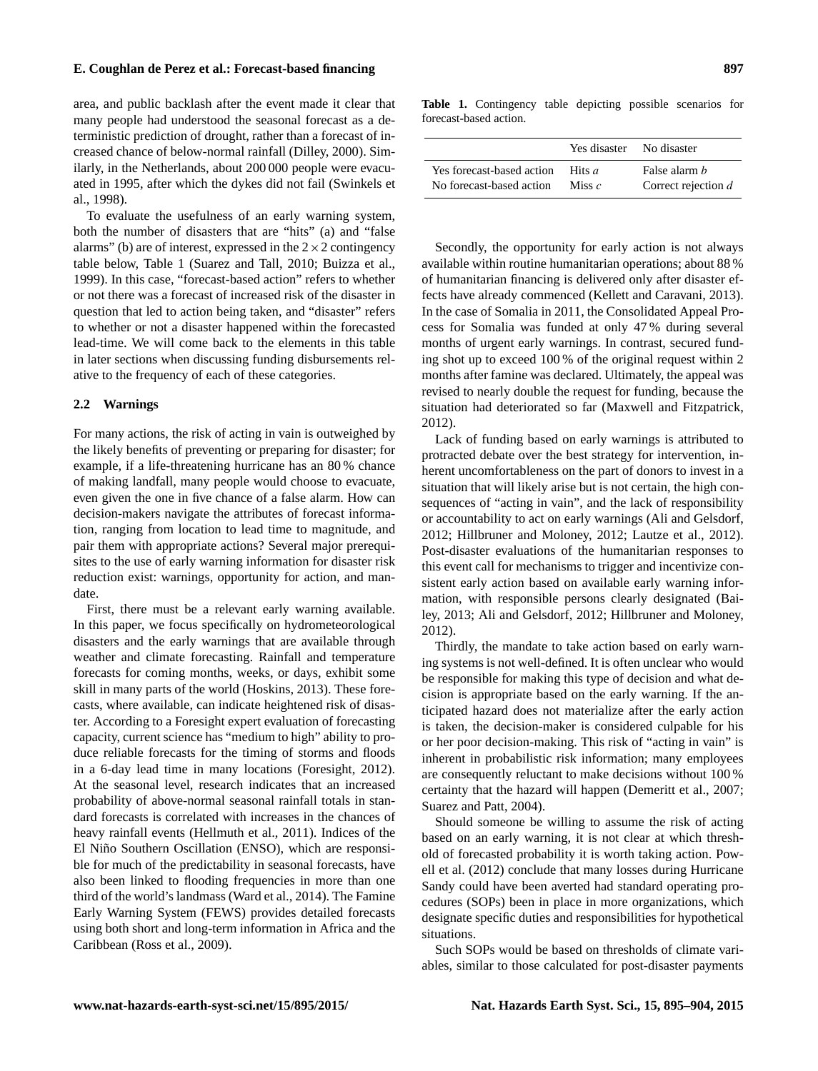area, and public backlash after the event made it clear that many people had understood the seasonal forecast as a deterministic prediction of drought, rather than a forecast of increased chance of below-normal rainfall (Dilley, 2000). Similarly, in the Netherlands, about 200 000 people were evacuated in 1995, after which the dykes did not fail (Swinkels et al., 1998).

To evaluate the usefulness of an early warning system, both the number of disasters that are "hits" (a) and "false alarms" (b) are of interest, expressed in the $2 \times 2$ contingency table below, Table 1 (Suarez and Tall, 2010; Buizza et al., 1999). In this case, "forecast-based action" refers to whether or not there was a forecast of increased risk of the disaster in question that led to action being taken, and "disaster" refers to whether or not a disaster happened within the forecasted lead-time. We will come back to the elements in this table in later sections when discussing funding disbursements relative to the frequency of each of these categories.

**Table 1.** Contingency table depicting possible scenarios for forecast-based action.

| | Yes disaster | No disaster |
|---|---|---|
| Yes forecast-based action | Hits $a$ | False alarm $b$ |
| No forecast-based action | Miss $c$ | Correct rejection $d$ |

### 2.2 Warnings

For many actions, the risk of acting in vain is outweighed by the likely benefits of preventing or preparing for disaster; for example, if a life-threatening hurricane has an 80 % chance of making landfall, many people would choose to evacuate, even given the one in five chance of a false alarm. How can decision-makers navigate the attributes of forecast information, ranging from location to lead time to magnitude, and pair them with appropriate actions? Several major prerequisites to the use of early warning information for disaster risk reduction exist: warnings, opportunity for action, and mandate.

First, there must be a relevant early warning available. In this paper, we focus specifically on hydrometeorological disasters and the early warnings that are available through weather and climate forecasting. Rainfall and temperature forecasts for coming months, weeks, or days, exhibit some skill in many parts of the world (Hoskins, 2013). These forecasts, where available, can indicate heightened risk of disaster. According to a Foresight expert evaluation of forecasting capacity, current science has "medium to high" ability to produce reliable forecasts for the timing of storms and floods in a 6-day lead time in many locations (Foresight, 2012). At the seasonal level, research indicates that an increased probability of above-normal seasonal rainfall totals in standard forecasts is correlated with increases in the chances of heavy rainfall events (Hellmuth et al., 2011). Indices of the El Niño Southern Oscillation (ENSO), which are responsible for much of the predictability in seasonal forecasts, have also been linked to flooding frequencies in more than one third of the world's landmass (Ward et al., 2014). The Famine Early Warning System (FEWS) provides detailed forecasts using both short and long-term information in Africa and the Caribbean (Ross et al., 2009).

Secondly, the opportunity for early action is not always available within routine humanitarian operations; about 88 % of humanitarian financing is delivered only after disaster effects have already commenced (Kellett and Caravani, 2013). In the case of Somalia in 2011, the Consolidated Appeal Process for Somalia was funded at only 47 % during several months of urgent early warnings. In contrast, secured funding shot up to exceed 100 % of the original request within 2 months after famine was declared. Ultimately, the appeal was revised to nearly double the request for funding, because the situation had deteriorated so far (Maxwell and Fitzpatrick, 2012).

Lack of funding based on early warnings is attributed to protracted debate over the best strategy for intervention, inherent uncomfortableness on the part of donors to invest in a situation that will likely arise but is not certain, the high consequences of "acting in vain", and the lack of responsibility or accountability to act on early warnings (Ali and Gelsdorf, 2012; Hillbruner and Moloney, 2012; Lautze et al., 2012). Post-disaster evaluations of the humanitarian responses to this event call for mechanisms to trigger and incentivize consistent early action based on available early warning information, with responsible persons clearly designated (Bailey, 2013; Ali and Gelsdorf, 2012; Hillbruner and Moloney, 2012).

Thirdly, the mandate to take action based on early warning systems is not well-defined. It is often unclear who would be responsible for making this type of decision and what decision is appropriate based on the early warning. If the anticipated hazard does not materialize after the early action is taken, the decision-maker is considered culpable for his or her poor decision-making. This risk of "acting in vain" is inherent in probabilistic risk information; many employees are consequently reluctant to make decisions without 100 % certainty that the hazard will happen (Demeritt et al., 2007; Suarez and Patt, 2004).

Should someone be willing to assume the risk of acting based on an early warning, it is not clear at which threshold of forecasted probability it is worth taking action. Powell et al. (2012) conclude that many losses during Hurricane Sandy could have been averted had standard operating procedures (SOPs) been in place in more organizations, which designate specific duties and responsibilities for hypothetical situations.

Such SOPs would be based on thresholds of climate variables, similar to those calculated for post-disaster payments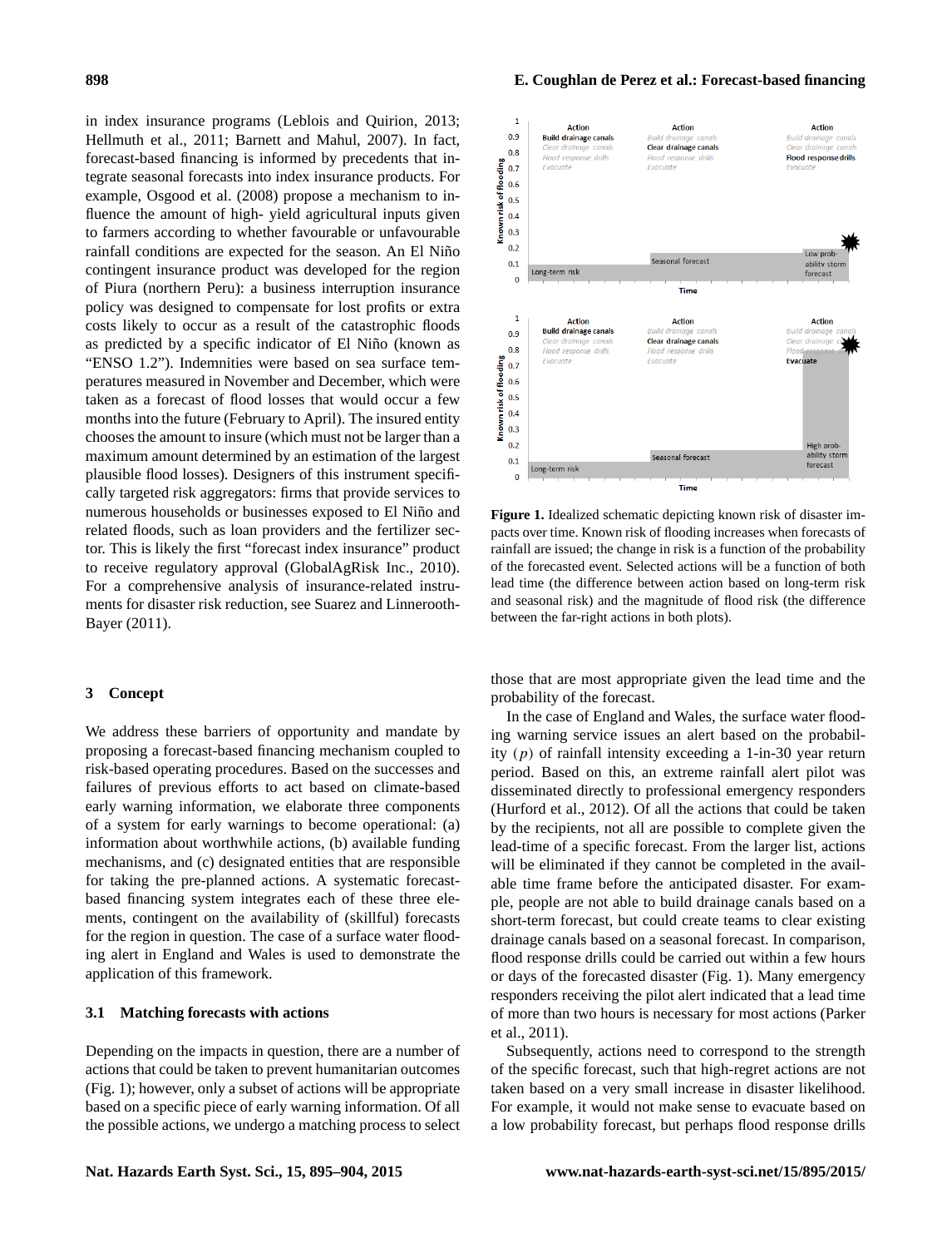in index insurance programs (Leblois and Quirion, 2013; Hellmuth et al., 2011; Barnett and Mahul, 2007). In fact, forecast-based financing is informed by precedents that integrate seasonal forecasts into index insurance products. For example, Osgood et al. (2008) propose a mechanism to influence the amount of high- yield agricultural inputs given to farmers according to whether favourable or unfavourable rainfall conditions are expected for the season. An El Niño contingent insurance product was developed for the region of Piura (northern Peru): a business interruption insurance policy was designed to compensate for lost profits or extra costs likely to occur as a result of the catastrophic floods as predicted by a specific indicator of El Niño (known as "ENSO 1.2"). Indemnities were based on sea surface temperatures measured in November and December, which were taken as a forecast of flood losses that would occur a few months into the future (February to April). The insured entity chooses the amount to insure (which must not be larger than a maximum amount determined by an estimation of the largest plausible flood losses). Designers of this instrument specifically targeted risk aggregators: firms that provide services to numerous households or businesses exposed to El Niño and related floods, such as loan providers and the fertilizer sector. This is likely the first "forecast index insurance" product to receive regulatory approval (GlobalAgRisk Inc., 2010). For a comprehensive analysis of insurance-related instruments for disaster risk reduction, see Suarez and Linnerooth-Bayer (2011).

## 3 Concept

We address these barriers of opportunity and mandate by proposing a forecast-based financing mechanism coupled to risk-based operating procedures. Based on the successes and failures of previous efforts to act based on climate-based early warning information, we elaborate three components of a system for early warnings to become operational: (a) information about worthwhile actions, (b) available funding mechanisms, and (c) designated entities that are responsible for taking the pre-planned actions. A systematic forecast-based financing system integrates each of these three elements, contingent on the availability of (skillful) forecasts for the region in question. The case of a surface water flooding alert in England and Wales is used to demonstrate the application of this framework.

### 3.1 Matching forecasts with actions

Depending on the impacts in question, there are a number of actions that could be taken to prevent humanitarian outcomes (Fig. 1); however, only a subset of actions will be appropriate based on a specific piece of early warning information. Of all the possible actions, we undergo a matching process to select those that are most appropriate given the lead time and the probability of the forecast.

**Figure 1.** Idealized schematic depicting known risk of disaster impacts over time. Known risk of flooding increases when forecasts of rainfall are issued; the change in risk is a function of the probability of the forecasted event. Selected actions will be a function of both lead time (the difference between action based on long-term risk and seasonal risk) and the magnitude of flood risk (the difference between the far-right actions in both plots).

In the case of England and Wales, the surface water flooding warning service issues an alert based on the probability ($p$) of rainfall intensity exceeding a 1-in-30 year return period. Based on this, an extreme rainfall alert pilot was disseminated directly to professional emergency responders (Hurford et al., 2012). Of all the actions that could be taken by the recipients, not all are possible to complete given the lead-time of a specific forecast. From the larger list, actions will be eliminated if they cannot be completed in the available time frame before the anticipated disaster. For example, people are not able to build drainage canals based on a short-term forecast, but could create teams to clear existing drainage canals based on a seasonal forecast. In comparison, flood response drills could be carried out within a few hours or days of the forecasted disaster (Fig. 1). Many emergency responders receiving the pilot alert indicated that a lead time of more than two hours is necessary for most actions (Parker et al., 2011).

Subsequently, actions need to correspond to the strength of the specific forecast, such that high-regret actions are not taken based on a very small increase in disaster likelihood. For example, it would not make sense to evacuate based on a low probability forecast, but perhaps flood response drills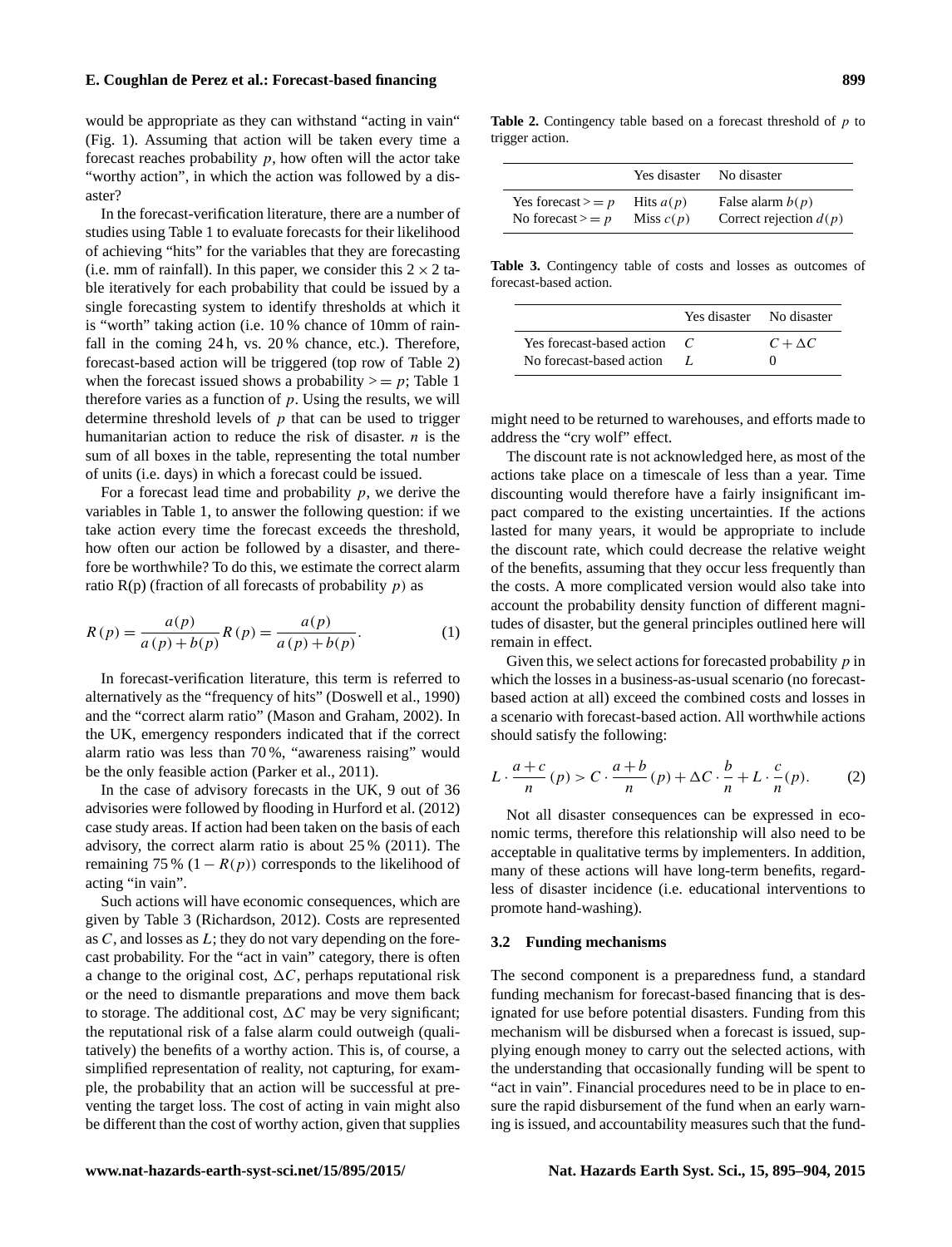would be appropriate as they can withstand "acting in vain" (Fig. 1). Assuming that action will be taken every time a forecast reaches probability $p$, how often will the actor take "worthy action", in which the action was followed by a disaster?

In the forecast-verification literature, there are a number of studies using Table 1 to evaluate forecasts for their likelihood of achieving "hits" for the variables that they are forecasting (i.e. mm of rainfall). In this paper, we consider this $2 \times 2$ table iteratively for each probability that could be issued by a single forecasting system to identify thresholds at which it is "worth" taking action (i.e. 10 % chance of 10mm of rainfall in the coming 24 h, vs. 20 % chance, etc.). Therefore, forecast-based action will be triggered (top row of Table 2) when the forecast issued shows a probability $>= p$; Table 1 therefore varies as a function of $p$. Using the results, we will determine threshold levels of $p$ that can be used to trigger humanitarian action to reduce the risk of disaster. $n$ is the sum of all boxes in the table, representing the total number of units (i.e. days) in which a forecast could be issued.

For a forecast lead time and probability $p$, we derive the variables in Table 1, to answer the following question: if we take action every time the forecast exceeds the threshold, how often our action be followed by a disaster, and therefore be worthwhile? To do this, we estimate the correct alarm ratio R(p) (fraction of all forecasts of probability $p$) as

$$R(p) = \frac{a(p)}{a(p) + b(p)} R(p) = \frac{a(p)}{a(p) + b(p)}. \tag{1}$$

In forecast-verification literature, this term is referred to alternatively as the "frequency of hits" (Doswell et al., 1990) and the "correct alarm ratio" (Mason and Graham, 2002). In the UK, emergency responders indicated that if the correct alarm ratio was less than 70 %, "awareness raising" would be the only feasible action (Parker et al., 2011).

In the case of advisory forecasts in the UK, 9 out of 36 advisories were followed by flooding in Hurford et al. (2012) case study areas. If action had been taken on the basis of each advisory, the correct alarm ratio is about 25 % (2011). The remaining 75 % $(1 - R(p))$ corresponds to the likelihood of acting "in vain".

Such actions will have economic consequences, which are given by Table 3 (Richardson, 2012). Costs are represented as $C$, and losses as $L$; they do not vary depending on the forecast probability. For the "act in vain" category, there is often a change to the original cost, $\Delta C$, perhaps reputational risk or the need to dismantle preparations and move them back to storage. The additional cost, $\Delta C$ may be very significant; the reputational risk of a false alarm could outweigh (qualitatively) the benefits of a worthy action. This is, of course, a simplified representation of reality, not capturing, for example, the probability that an action will be successful at preventing the target loss. The cost of acting in vain might also be different than the cost of worthy action, given that supplies might need to be returned to warehouses, and efforts made to address the "cry wolf" effect.

**Table 2.** Contingency table based on a forecast threshold of $p$ to trigger action.

| | Yes disaster | No disaster |
|---|---|---|
| Yes forecast $>= p$ | Hits $a(p)$ | False alarm $b(p)$ |
| No forecast $>= p$ | Miss $c(p)$ | Correct rejection $d(p)$ |

**Table 3.** Contingency table of costs and losses as outcomes of forecast-based action.

| | Yes disaster | No disaster |
|---|---|---|
| Yes forecast-based action | $C$ | $C + \Delta C$ |
| No forecast-based action | $L$ | 0 |

The discount rate is not acknowledged here, as most of the actions take place on a timescale of less than a year. Time discounting would therefore have a fairly insignificant impact compared to the existing uncertainties. If the actions lasted for many years, it would be appropriate to include the discount rate, which could decrease the relative weight of the benefits, assuming that they occur less frequently than the costs. A more complicated version would also take into account the probability density function of different magnitudes of disaster, but the general principles outlined here will remain in effect.

Given this, we select actions for forecasted probability $p$ in which the losses in a business-as-usual scenario (no forecast-based action at all) exceed the combined costs and losses in a scenario with forecast-based action. All worthwhile actions should satisfy the following:

$$L \cdot \frac{a+c}{n}(p) > C \cdot \frac{a+b}{n}(p) + \Delta C \cdot \frac{b}{n} + L \cdot \frac{c}{n}(p). \tag{2}$$

Not all disaster consequences can be expressed in economic terms, therefore this relationship will also need to be acceptable in qualitative terms by implementers. In addition, many of these actions will have long-term benefits, regardless of disaster incidence (i.e. educational interventions to promote hand-washing).

### 3.2 Funding mechanisms

The second component is a preparedness fund, a standard funding mechanism for forecast-based financing that is designated for use before potential disasters. Funding from this mechanism will be disbursed when a forecast is issued, supplying enough money to carry out the selected actions, with the understanding that occasionally funding will be spent to "act in vain". Financial procedures need to be in place to ensure the rapid disbursement of the fund when an early warning is issued, and accountability measures such that the fund-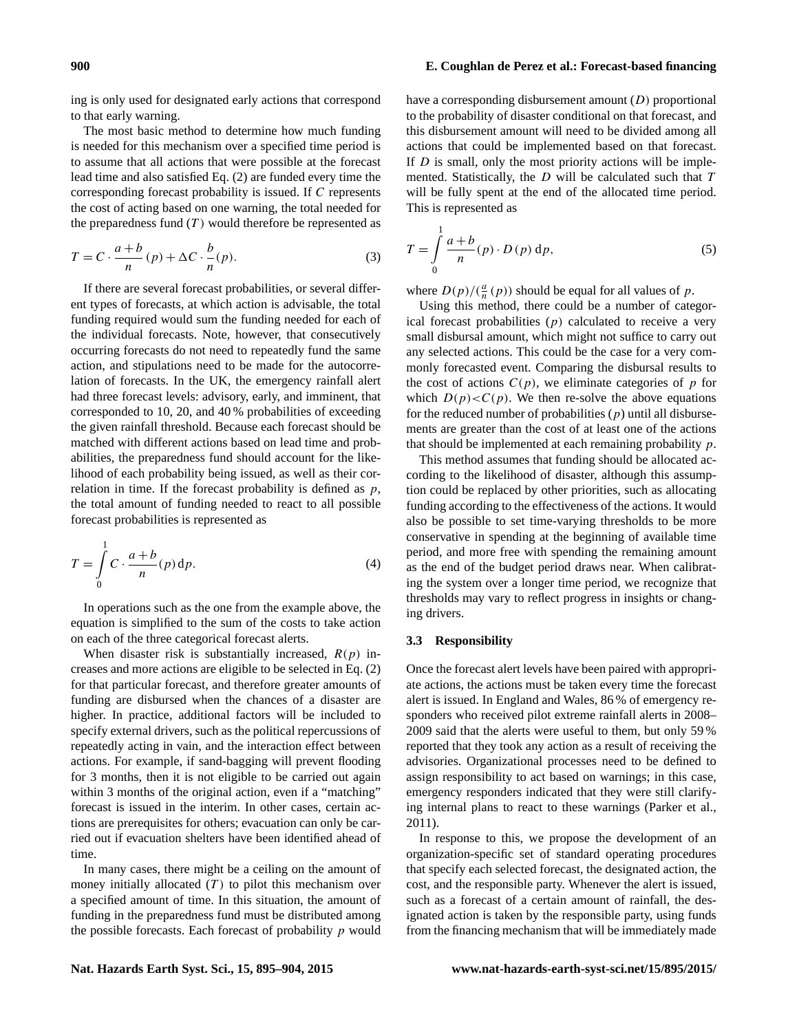ing is only used for designated early actions that correspond to that early warning.

The most basic method to determine how much funding is needed for this mechanism over a specified time period is to assume that all actions that were possible at the forecast lead time and also satisfied Eq. (2) are funded every time the corresponding forecast probability is issued. If $C$ represents the cost of acting based on one warning, the total needed for the preparedness fund ($T$) would therefore be represented as

$$T = C \cdot \frac{a+b}{n}(p) + \Delta C \cdot \frac{b}{n}(p). \tag{3}$$

If there are several forecast probabilities, or several different types of forecasts, at which action is advisable, the total funding required would sum the funding needed for each of the individual forecasts. Note, however, that consecutively occurring forecasts do not need to repeatedly fund the same action, and stipulations need to be made for the autocorrelation of forecasts. In the UK, the emergency rainfall alert had three forecast levels: advisory, early, and imminent, that corresponded to 10, 20, and 40 % probabilities of exceeding the given rainfall threshold. Because each forecast should be matched with different actions based on lead time and probabilities, the preparedness fund should account for the likelihood of each probability being issued, as well as their correlation in time. If the forecast probability is defined as $p$, the total amount of funding needed to react to all possible forecast probabilities is represented as

$$T = \int_0^1 C \cdot \frac{a+b}{n}(p)\,\mathrm{d}p. \tag{4}$$

In operations such as the one from the example above, the equation is simplified to the sum of the costs to take action on each of the three categorical forecast alerts.

When disaster risk is substantially increased, $R(p)$ increases and more actions are eligible to be selected in Eq. (2) for that particular forecast, and therefore greater amounts of funding are disbursed when the chances of a disaster are higher. In practice, additional factors will be included to specify external drivers, such as the political repercussions of repeatedly acting in vain, and the interaction effect between actions. For example, if sand-bagging will prevent flooding for 3 months, then it is not eligible to be carried out again within 3 months of the original action, even if a "matching" forecast is issued in the interim. In other cases, certain actions are prerequisites for others; evacuation can only be carried out if evacuation shelters have been identified ahead of time.

In many cases, there might be a ceiling on the amount of money initially allocated ($T$) to pilot this mechanism over a specified amount of time. In this situation, the amount of funding in the preparedness fund must be distributed among the possible forecasts. Each forecast of probability $p$ would have a corresponding disbursement amount ($D$) proportional to the probability of disaster conditional on that forecast, and this disbursement amount will need to be divided among all actions that could be implemented based on that forecast. If $D$ is small, only the most priority actions will be implemented. Statistically, the $D$ will be calculated such that $T$ will be fully spent at the end of the allocated time period. This is represented as

$$T = \int_0^1 \frac{a+b}{n}(p) \cdot D(p)\,\mathrm{d}p, \tag{5}$$

where $D(p)/(\frac{a}{n}(p))$ should be equal for all values of $p$.

Using this method, there could be a number of categorical forecast probabilities ($p$) calculated to receive a very small disbursal amount, which might not suffice to carry out any selected actions. This could be the case for a very commonly forecasted event. Comparing the disbursal results to the cost of actions $C(p)$, we eliminate categories of $p$ for which $D(p) < C(p)$. We then re-solve the above equations for the reduced number of probabilities ($p$) until all disbursements are greater than the cost of at least one of the actions that should be implemented at each remaining probability $p$.

This method assumes that funding should be allocated according to the likelihood of disaster, although this assumption could be replaced by other priorities, such as allocating funding according to the effectiveness of the actions. It would also be possible to set time-varying thresholds to be more conservative in spending at the beginning of available time period, and more free with spending the remaining amount as the end of the budget period draws near. When calibrating the system over a longer time period, we recognize that thresholds may vary to reflect progress in insights or changing drivers.

### 3.3 Responsibility

Once the forecast alert levels have been paired with appropriate actions, the actions must be taken every time the forecast alert is issued. In England and Wales, 86 % of emergency responders who received pilot extreme rainfall alerts in 2008–2009 said that the alerts were useful to them, but only 59 % reported that they took any action as a result of receiving the advisories. Organizational processes need to be defined to assign responsibility to act based on warnings; in this case, emergency responders indicated that they were still clarifying internal plans to react to these warnings (Parker et al., 2011).

In response to this, we propose the development of an organization-specific set of standard operating procedures that specify each selected forecast, the designated action, the cost, and the responsible party. Whenever the alert is issued, such as a forecast of a certain amount of rainfall, the designated action is taken by the responsible party, using funds from the financing mechanism that will be immediately made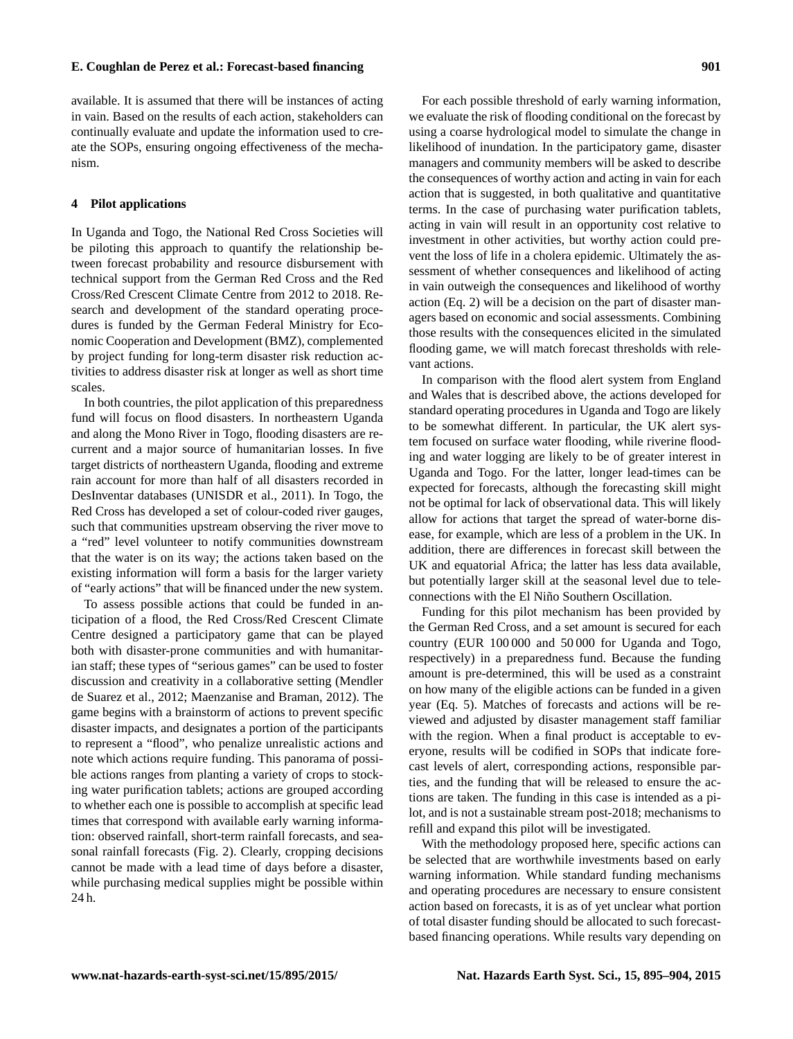available. It is assumed that there will be instances of acting in vain. Based on the results of each action, stakeholders can continually evaluate and update the information used to create the SOPs, ensuring ongoing effectiveness of the mechanism.

## 4 Pilot applications

In Uganda and Togo, the National Red Cross Societies will be piloting this approach to quantify the relationship between forecast probability and resource disbursement with technical support from the German Red Cross and the Red Cross/Red Crescent Climate Centre from 2012 to 2018. Research and development of the standard operating procedures is funded by the German Federal Ministry for Economic Cooperation and Development (BMZ), complemented by project funding for long-term disaster risk reduction activities to address disaster risk at longer as well as short time scales.

In both countries, the pilot application of this preparedness fund will focus on flood disasters. In northeastern Uganda and along the Mono River in Togo, flooding disasters are recurrent and a major source of humanitarian losses. In five target districts of northeastern Uganda, flooding and extreme rain account for more than half of all disasters recorded in DesInventar databases (UNISDR et al., 2011). In Togo, the Red Cross has developed a set of colour-coded river gauges, such that communities upstream observing the river move to a "red" level volunteer to notify communities downstream that the water is on its way; the actions taken based on the existing information will form a basis for the larger variety of "early actions" that will be financed under the new system.

To assess possible actions that could be funded in anticipation of a flood, the Red Cross/Red Crescent Climate Centre designed a participatory game that can be played both with disaster-prone communities and with humanitarian staff; these types of "serious games" can be used to foster discussion and creativity in a collaborative setting (Mendler de Suarez et al., 2012; Maenzanise and Braman, 2012). The game begins with a brainstorm of actions to prevent specific disaster impacts, and designates a portion of the participants to represent a "flood", who penalize unrealistic actions and note which actions require funding. This panorama of possible actions ranges from planting a variety of crops to stocking water purification tablets; actions are grouped according to whether each one is possible to accomplish at specific lead times that correspond with available early warning information: observed rainfall, short-term rainfall forecasts, and seasonal rainfall forecasts (Fig. 2). Clearly, cropping decisions cannot be made with a lead time of days before a disaster, while purchasing medical supplies might be possible within 24 h.

For each possible threshold of early warning information, we evaluate the risk of flooding conditional on the forecast by using a coarse hydrological model to simulate the change in likelihood of inundation. In the participatory game, disaster managers and community members will be asked to describe the consequences of worthy action and acting in vain for each action that is suggested, in both qualitative and quantitative terms. In the case of purchasing water purification tablets, acting in vain will result in an opportunity cost relative to investment in other activities, but worthy action could prevent the loss of life in a cholera epidemic. Ultimately the assessment of whether consequences and likelihood of acting in vain outweigh the consequences and likelihood of worthy action (Eq. 2) will be a decision on the part of disaster managers based on economic and social assessments. Combining those results with the consequences elicited in the simulated flooding game, we will match forecast thresholds with relevant actions.

In comparison with the flood alert system from England and Wales that is described above, the actions developed for standard operating procedures in Uganda and Togo are likely to be somewhat different. In particular, the UK alert system focused on surface water flooding, while riverine flooding and water logging are likely to be of greater interest in Uganda and Togo. For the latter, longer lead-times can be expected for forecasts, although the forecasting skill might not be optimal for lack of observational data. This will likely allow for actions that target the spread of water-borne disease, for example, which are less of a problem in the UK. In addition, there are differences in forecast skill between the UK and equatorial Africa; the latter has less data available, but potentially larger skill at the seasonal level due to teleconnections with the El Niño Southern Oscillation.

Funding for this pilot mechanism has been provided by the German Red Cross, and a set amount is secured for each country (EUR 100 000 and 50 000 for Uganda and Togo, respectively) in a preparedness fund. Because the funding amount is pre-determined, this will be used as a constraint on how many of the eligible actions can be funded in a given year (Eq. 5). Matches of forecasts and actions will be reviewed and adjusted by disaster management staff familiar with the region. When a final product is acceptable to everyone, results will be codified in SOPs that indicate forecast levels of alert, corresponding actions, responsible parties, and the funding that will be released to ensure the actions are taken. The funding in this case is intended as a pilot, and is not a sustainable stream post-2018; mechanisms to refill and expand this pilot will be investigated.

With the methodology proposed here, specific actions can be selected that are worthwhile investments based on early warning information. While standard funding mechanisms and operating procedures are necessary to ensure consistent action based on forecasts, it is as of yet unclear what portion of total disaster funding should be allocated to such forecast-based financing operations. While results vary depending on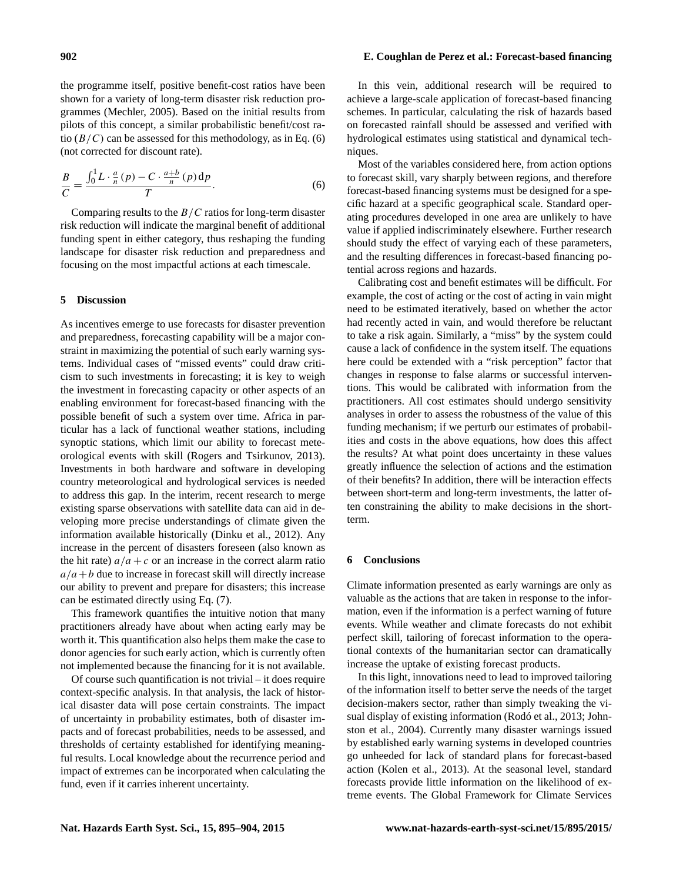the programme itself, positive benefit-cost ratios have been shown for a variety of long-term disaster risk reduction programmes (Mechler, 2005). Based on the initial results from pilots of this concept, a similar probabilistic benefit/cost ratio ($B/C$) can be assessed for this methodology, as in Eq. (6) (not corrected for discount rate).

$$\frac{B}{C} = \frac{\int_0^1 L \cdot \frac{a}{n}(p) - C \cdot \frac{a+b}{n}(p)\,\mathrm{d}p}{T}. \tag{6}$$

Comparing results to the $B/C$ ratios for long-term disaster risk reduction will indicate the marginal benefit of additional funding spent in either category, thus reshaping the funding landscape for disaster risk reduction and preparedness and focusing on the most impactful actions at each timescale.

## 5 Discussion

As incentives emerge to use forecasts for disaster prevention and preparedness, forecasting capability will be a major constraint in maximizing the potential of such early warning systems. Individual cases of "missed events" could draw criticism to such investments in forecasting; it is key to weigh the investment in forecasting capacity or other aspects of an enabling environment for forecast-based financing with the possible benefit of such a system over time. Africa in particular has a lack of functional weather stations, including synoptic stations, which limit our ability to forecast meteorological events with skill (Rogers and Tsirkunov, 2013). Investments in both hardware and software in developing country meteorological and hydrological services is needed to address this gap. In the interim, recent research to merge existing sparse observations with satellite data can aid in developing more precise understandings of climate given the information available historically (Dinku et al., 2012). Any increase in the percent of disasters foreseen (also known as the hit rate) $a/a+c$ or an increase in the correct alarm ratio $a/a+b$ due to increase in forecast skill will directly increase our ability to prevent and prepare for disasters; this increase can be estimated directly using Eq. (7).

This framework quantifies the intuitive notion that many practitioners already have about when acting early may be worth it. This quantification also helps them make the case to donor agencies for such early action, which is currently often not implemented because the financing for it is not available.

Of course such quantification is not trivial – it does require context-specific analysis. In that analysis, the lack of historical disaster data will pose certain constraints. The impact of uncertainty in probability estimates, both of disaster impacts and of forecast probabilities, needs to be assessed, and thresholds of certainty established for identifying meaningful results. Local knowledge about the recurrence period and impact of extremes can be incorporated when calculating the fund, even if it carries inherent uncertainty.

In this vein, additional research will be required to achieve a large-scale application of forecast-based financing schemes. In particular, calculating the risk of hazards based on forecasted rainfall should be assessed and verified with hydrological estimates using statistical and dynamical techniques.

Most of the variables considered here, from action options to forecast skill, vary sharply between regions, and therefore forecast-based financing systems must be designed for a specific hazard at a specific geographical scale. Standard operating procedures developed in one area are unlikely to have value if applied indiscriminately elsewhere. Further research should study the effect of varying each of these parameters, and the resulting differences in forecast-based financing potential across regions and hazards.

Calibrating cost and benefit estimates will be difficult. For example, the cost of acting or the cost of acting in vain might need to be estimated iteratively, based on whether the actor had recently acted in vain, and would therefore be reluctant to take a risk again. Similarly, a "miss" by the system could cause a lack of confidence in the system itself. The equations here could be extended with a "risk perception" factor that changes in response to false alarms or successful interventions. This would be calibrated with information from the practitioners. All cost estimates should undergo sensitivity analyses in order to assess the robustness of the value of this funding mechanism; if we perturb our estimates of probabilities and costs in the above equations, how does this affect the results? At what point does uncertainty in these values greatly influence the selection of actions and the estimation of their benefits? In addition, there will be interaction effects between short-term and long-term investments, the latter often constraining the ability to make decisions in the short-term.

## 6 Conclusions

Climate information presented as early warnings are only as valuable as the actions that are taken in response to the information, even if the information is a perfect warning of future events. While weather and climate forecasts do not exhibit perfect skill, tailoring of forecast information to the operational contexts of the humanitarian sector can dramatically increase the uptake of existing forecast products.

In this light, innovations need to lead to improved tailoring of the information itself to better serve the needs of the target decision-makers sector, rather than simply tweaking the visual display of existing information (Rodó et al., 2013; Johnston et al., 2004). Currently many disaster warnings issued by established early warning systems in developed countries go unheeded for lack of standard plans for forecast-based action (Kolen et al., 2013). At the seasonal level, standard forecasts provide little information on the likelihood of extreme events. The Global Framework for Climate Services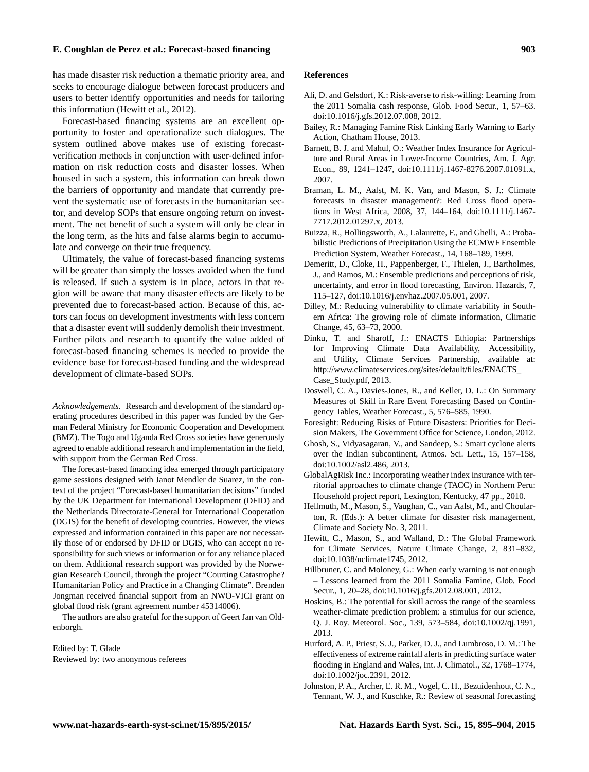has made disaster risk reduction a thematic priority area, and seeks to encourage dialogue between forecast producers and users to better identify opportunities and needs for tailoring this information (Hewitt et al., 2012).

Forecast-based financing systems are an excellent opportunity to foster and operationalize such dialogues. The system outlined above makes use of existing forecast-verification methods in conjunction with user-defined information on risk reduction costs and disaster losses. When housed in such a system, this information can break down the barriers of opportunity and mandate that currently prevent the systematic use of forecasts in the humanitarian sector, and develop SOPs that ensure ongoing return on investment. The net benefit of such a system will only be clear in the long term, as the hits and false alarms begin to accumulate and converge on their true frequency.

Ultimately, the value of forecast-based financing systems will be greater than simply the losses avoided when the fund is released. If such a system is in place, actors in that region will be aware that many disaster effects are likely to be prevented due to forecast-based action. Because of this, actors can focus on development investments with less concern that a disaster event will suddenly demolish their investment. Further pilots and research to quantify the value added of forecast-based financing schemes is needed to provide the evidence base for forecast-based funding and the widespread development of climate-based SOPs.

*Acknowledgements.* Research and development of the standard operating procedures described in this paper was funded by the German Federal Ministry for Economic Cooperation and Development (BMZ). The Togo and Uganda Red Cross societies have generously agreed to enable additional research and implementation in the field, with support from the German Red Cross.

The forecast-based financing idea emerged through participatory game sessions designed with Janot Mendler de Suarez, in the context of the project "Forecast-based humanitarian decisions" funded by the UK Department for International Development (DFID) and the Netherlands Directorate-General for International Cooperation (DGIS) for the benefit of developing countries. However, the views expressed and information contained in this paper are not necessarily those of or endorsed by DFID or DGIS, who can accept no responsibility for such views or information or for any reliance placed on them. Additional research support was provided by the Norwegian Research Council, through the project "Courting Catastrophe? Humanitarian Policy and Practice in a Changing Climate". Brenden Jongman received financial support from an NWO-VICI grant on global flood risk (grant agreement number 45314006).

The authors are also grateful for the support of Geert Jan van Oldenborgh.

Edited by: T. Glade
Reviewed by: two anonymous referees

## References

Ali, D. and Gelsdorf, K.: Risk-averse to risk-willing: Learning from the 2011 Somalia cash response, Glob. Food Secur., 1, 57–63. doi:10.1016/j.gfs.2012.07.008, 2012.

Bailey, R.: Managing Famine Risk Linking Early Warning to Early Action, Chatham House, 2013.

Barnett, B. J. and Mahul, O.: Weather Index Insurance for Agriculture and Rural Areas in Lower-Income Countries, Am. J. Agr. Econ., 89, 1241–1247, doi:10.1111/j.1467-8276.2007.01091.x, 2007.

Braman, L. M., Aalst, M. K. Van, and Mason, S. J.: Climate forecasts in disaster management?: Red Cross flood operations in West Africa, 2008, 37, 144–164, doi:10.1111/j.1467-7717.2012.01297.x, 2013.

Buizza, R., Hollingsworth, A., Lalaurette, F., and Ghelli, A.: Probabilistic Predictions of Precipitation Using the ECMWF Ensemble Prediction System, Weather Forecast., 14, 168–189, 1999.

Demeritt, D., Cloke, H., Pappenberger, F., Thielen, J., Bartholmes, J., and Ramos, M.: Ensemble predictions and perceptions of risk, uncertainty, and error in flood forecasting, Environ. Hazards, 7, 115–127, doi:10.1016/j.envhaz.2007.05.001, 2007.

Dilley, M.: Reducing vulnerability to climate variability in Southern Africa: The growing role of climate information, Climatic Change, 45, 63–73, 2000.

Dinku, T. and Sharoff, J.: ENACTS Ethiopia: Partnerships for Improving Climate Data Availability, Accessibility, and Utility, Climate Services Partnership, available at: http://www.climateservices.org/sites/default/files/ENACTS_Case_Study.pdf, 2013.

Doswell, C. A., Davies-Jones, R., and Keller, D. L.: On Summary Measures of Skill in Rare Event Forecasting Based on Contingency Tables, Weather Forecast., 5, 576–585, 1990.

Foresight: Reducing Risks of Future Disasters: Priorities for Decision Makers, The Government Office for Science, London, 2012.

Ghosh, S., Vidyasagaran, V., and Sandeep, S.: Smart cyclone alerts over the Indian subcontinent, Atmos. Sci. Lett., 15, 157–158, doi:10.1002/asl2.486, 2013.

GlobalAgRisk Inc.: Incorporating weather index insurance with territorial approaches to climate change (TACC) in Northern Peru: Household project report, Lexington, Kentucky, 47 pp., 2010.

Hellmuth, M., Mason, S., Vaughan, C., van Aalst, M., and Choularton, R. (Eds.): A better climate for disaster risk management, Climate and Society No. 3, 2011.

Hewitt, C., Mason, S., and Walland, D.: The Global Framework for Climate Services, Nature Climate Change, 2, 831–832, doi:10.1038/nclimate1745, 2012.

Hillbruner, C. and Moloney, G.: When early warning is not enough – Lessons learned from the 2011 Somalia Famine, Glob. Food Secur., 1, 20–28, doi:10.1016/j.gfs.2012.08.001, 2012.

Hoskins, B.: The potential for skill across the range of the seamless weather-climate prediction problem: a stimulus for our science, Q. J. Roy. Meteorol. Soc., 139, 573–584, doi:10.1002/qj.1991, 2013.

Hurford, A. P., Priest, S. J., Parker, D. J., and Lumbroso, D. M.: The effectiveness of extreme rainfall alerts in predicting surface water flooding in England and Wales, Int. J. Climatol., 32, 1768–1774, doi:10.1002/joc.2391, 2012.

Johnston, P. A., Archer, E. R. M., Vogel, C. H., Bezuidenhout, C. N., Tennant, W. J., and Kuschke, R.: Review of seasonal forecasting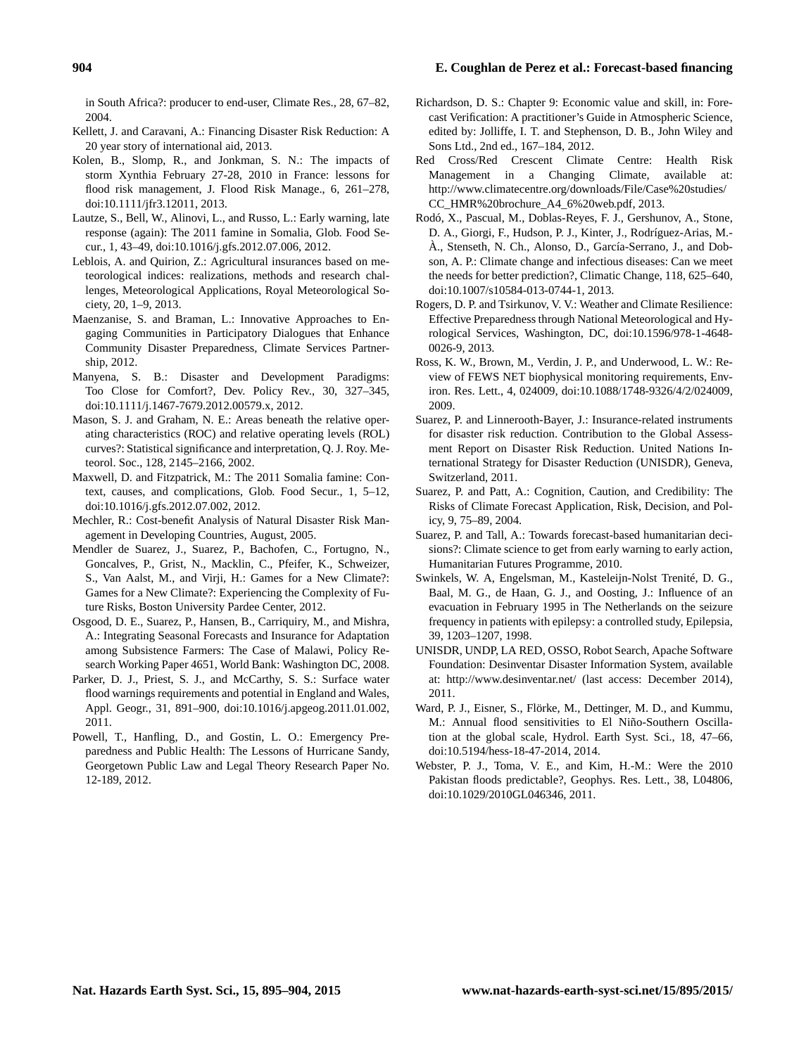in South Africa?: producer to end-user, Climate Res., 28, 67–82, 2004.

Kellett, J. and Caravani, A.: Financing Disaster Risk Reduction: A 20 year story of international aid, 2013.

Kolen, B., Slomp, R., and Jonkman, S. N.: The impacts of storm Xynthia February 27-28, 2010 in France: lessons for flood risk management, J. Flood Risk Manage., 6, 261–278, doi:10.1111/jfr3.12011, 2013.

Lautze, S., Bell, W., Alinovi, L., and Russo, L.: Early warning, late response (again): The 2011 famine in Somalia, Glob. Food Secur., 1, 43–49, doi:10.1016/j.gfs.2012.07.006, 2012.

Leblois, A. and Quirion, Z.: Agricultural insurances based on meteorological indices: realizations, methods and research challenges, Meteorological Applications, Royal Meteorological Society, 20, 1–9, 2013.

Maenzanise, S. and Braman, L.: Innovative Approaches to Engaging Communities in Participatory Dialogues that Enhance Community Disaster Preparedness, Climate Services Partnership, 2012.

Manyena, S. B.: Disaster and Development Paradigms: Too Close for Comfort?, Dev. Policy Rev., 30, 327–345, doi:10.1111/j.1467-7679.2012.00579.x, 2012.

Mason, S. J. and Graham, N. E.: Areas beneath the relative operating characteristics (ROC) and relative operating levels (ROL) curves?: Statistical significance and interpretation, Q. J. Roy. Meteorol. Soc., 128, 2145–2166, 2002.

Maxwell, D. and Fitzpatrick, M.: The 2011 Somalia famine: Context, causes, and complications, Glob. Food Secur., 1, 5–12, doi:10.1016/j.gfs.2012.07.002, 2012.

Mechler, R.: Cost-benefit Analysis of Natural Disaster Risk Management in Developing Countries, August, 2005.

Mendler de Suarez, J., Suarez, P., Bachofen, C., Fortugno, N., Goncalves, P., Grist, N., Macklin, C., Pfeifer, K., Schweizer, S., Van Aalst, M., and Virji, H.: Games for a New Climate?: Games for a New Climate?: Experiencing the Complexity of Future Risks, Boston University Pardee Center, 2012.

Osgood, D. E., Suarez, P., Hansen, B., Carriquiry, M., and Mishra, A.: Integrating Seasonal Forecasts and Insurance for Adaptation among Subsistence Farmers: The Case of Malawi, Policy Research Working Paper 4651, World Bank: Washington DC, 2008.

Parker, D. J., Priest, S. J., and McCarthy, S. S.: Surface water flood warnings requirements and potential in England and Wales, Appl. Geogr., 31, 891–900, doi:10.1016/j.apgeog.2011.01.002, 2011.

Powell, T., Hanfling, D., and Gostin, L. O.: Emergency Preparedness and Public Health: The Lessons of Hurricane Sandy, Georgetown Public Law and Legal Theory Research Paper No. 12-189, 2012.

Richardson, D. S.: Chapter 9: Economic value and skill, in: Forecast Verification: A practitioner's Guide in Atmospheric Science, edited by: Jolliffe, I. T. and Stephenson, D. B., John Wiley and Sons Ltd., 2nd ed., 167–184, 2012.

Red Cross/Red Crescent Climate Centre: Health Risk Management in a Changing Climate, available at: http://www.climatecentre.org/downloads/File/Case%20studies/CC_HMR%20brochure_A4_6%20web.pdf, 2013.

Rodó, X., Pascual, M., Doblas-Reyes, F. J., Gershunov, A., Stone, D. A., Giorgi, F., Hudson, P. J., Kinter, J., Rodríguez-Arias, M.-À., Stenseth, N. Ch., Alonso, D., García-Serrano, J., and Dobson, A. P.: Climate change and infectious diseases: Can we meet the needs for better prediction?, Climatic Change, 118, 625–640, doi:10.1007/s10584-013-0744-1, 2013.

Rogers, D. P. and Tsirkunov, V. V.: Weather and Climate Resilience: Effective Preparedness through National Meteorological and Hydrological Services, Washington, DC, doi:10.1596/978-1-4648-0026-9, 2013.

Ross, K. W., Brown, M., Verdin, J. P., and Underwood, L. W.: Review of FEWS NET biophysical monitoring requirements, Environ. Res. Lett., 4, 024009, doi:10.1088/1748-9326/4/2/024009, 2009.

Suarez, P. and Linnerooth-Bayer, J.: Insurance-related instruments for disaster risk reduction. Contribution to the Global Assessment Report on Disaster Risk Reduction. United Nations International Strategy for Disaster Reduction (UNISDR), Geneva, Switzerland, 2011.

Suarez, P. and Patt, A.: Cognition, Caution, and Credibility: The Risks of Climate Forecast Application, Risk, Decision, and Policy, 9, 75–89, 2004.

Suarez, P. and Tall, A.: Towards forecast-based humanitarian decisions?: Climate science to get from early warning to early action, Humanitarian Futures Programme, 2010.

Swinkels, W. A, Engelsman, M., Kasteleijn-Nolst Trenité, D. G., Baal, M. G., de Haan, G. J., and Oosting, J.: Influence of an evacuation in February 1995 in The Netherlands on the seizure frequency in patients with epilepsy: a controlled study, Epilepsia, 39, 1203–1207, 1998.

UNISDR, UNDP, LA RED, OSSO, Robot Search, Apache Software Foundation: Desinventar Disaster Information System, available at: http://www.desinventar.net/ (last access: December 2014), 2011.

Ward, P. J., Eisner, S., Flörke, M., Dettinger, M. D., and Kummu, M.: Annual flood sensitivities to El Niño-Southern Oscillation at the global scale, Hydrol. Earth Syst. Sci., 18, 47–66, doi:10.5194/hess-18-47-2014, 2014.

Webster, P. J., Toma, V. E., and Kim, H.-M.: Were the 2010 Pakistan floods predictable?, Geophys. Res. Lett., 38, L04806, doi:10.1029/2010GL046346, 2011.